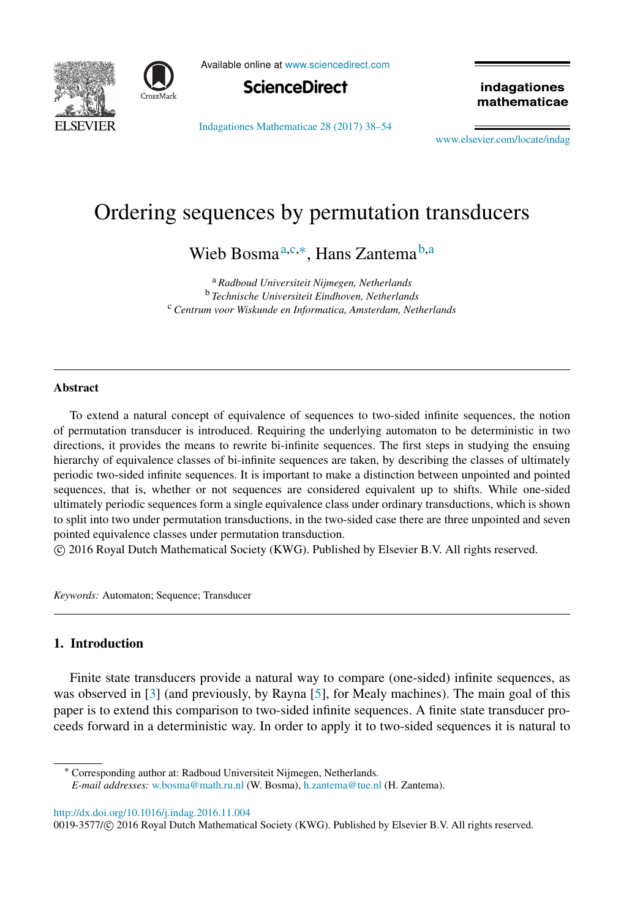# Ordering sequences by permutation transducers

Wieb Bosma[a,c,*], Hans Zantema[b,a]

[a] *Radboud Universiteit Nijmegen, Netherlands*
[b] *Technische Universiteit Eindhoven, Netherlands*
[c] *Centrum voor Wiskunde en Informatica, Amsterdam, Netherlands*

---

### Abstract

To extend a natural concept of equivalence of sequences to two-sided infinite sequences, the notion of permutation transducer is introduced. Requiring the underlying automaton to be deterministic in two directions, it provides the means to rewrite bi-infinite sequences. The first steps in studying the ensuing hierarchy of equivalence classes of bi-infinite sequences are taken, by describing the classes of ultimately periodic two-sided infinite sequences. It is important to make a distinction between unpointed and pointed sequences, that is, whether or not sequences are considered equivalent up to shifts. While one-sided ultimately periodic sequences form a single equivalence class under ordinary transductions, which is shown to split into two under permutation transductions, in the two-sided case there are three unpointed and seven pointed equivalence classes under permutation transduction.

© 2016 Royal Dutch Mathematical Society (KWG). Published by Elsevier B.V. All rights reserved.

*Keywords:* Automaton; Sequence; Transducer

---

## 1. Introduction

Finite state transducers provide a natural way to compare (one-sided) infinite sequences, as was observed in [3] (and previously, by Rayna [5], for Mealy machines). The main goal of this paper is to extend this comparison to two-sided infinite sequences. A finite state transducer proceeds forward in a deterministic way. In order to apply it to two-sided sequences it is natural to

---

* Corresponding author at: Radboud Universiteit Nijmegen, Netherlands.
*E-mail addresses:* w.bosma@math.ru.nl (W. Bosma), h.zantema@tue.nl (H. Zantema).

http://dx.doi.org/10.1016/j.indag.2016.11.004
0019-3577/© 2016 Royal Dutch Mathematical Society (KWG). Published by Elsevier B.V. All rights reserved.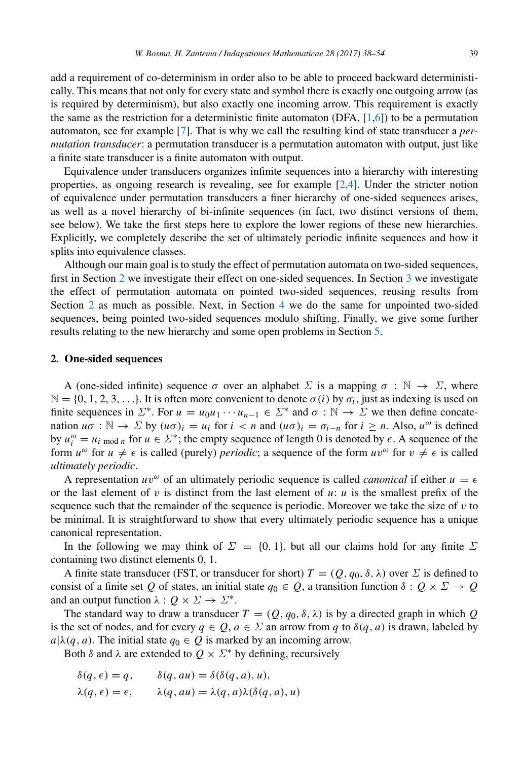add a requirement of co-determinism in order also to be able to proceed backward deterministically. This means that not only for every state and symbol there is exactly one outgoing arrow (as is required by determinism), but also exactly one incoming arrow. This requirement is exactly the same as the restriction for a deterministic finite automaton (DFA, [1,6]) to be a permutation automaton, see for example [7]. That is why we call the resulting kind of state transducer a *permutation transducer*: a permutation transducer is a permutation automaton with output, just like a finite state transducer is a finite automaton with output.

Equivalence under transducers organizes infinite sequences into a hierarchy with interesting properties, as ongoing research is revealing, see for example [2,4]. Under the stricter notion of equivalence under permutation transducers a finer hierarchy of one-sided sequences arises, as well as a novel hierarchy of bi-infinite sequences (in fact, two distinct versions of them, see below). We take the first steps here to explore the lower regions of these new hierarchies. Explicitly, we completely describe the set of ultimately periodic infinite sequences and how it splits into equivalence classes.

Although our main goal is to study the effect of permutation automata on two-sided sequences, first in Section 2 we investigate their effect on one-sided sequences. In Section 3 we investigate the effect of permutation automata on pointed two-sided sequences, reusing results from Section 2 as much as possible. Next, in Section 4 we do the same for unpointed two-sided sequences, being pointed two-sided sequences modulo shifting. Finally, we give some further results relating to the new hierarchy and some open problems in Section 5.

## 2. One-sided sequences

A (one-sided infinite) sequence $\sigma$ over an alphabet $\Sigma$ is a mapping $\sigma : \mathbb{N} \to \Sigma$, where $\mathbb{N} = \{0, 1, 2, 3, \ldots\}$. It is often more convenient to denote $\sigma(i)$ by $\sigma_i$, just as indexing is used on finite sequences in $\Sigma^*$. For $u = u_0 u_1 \cdots u_{n-1} \in \Sigma^*$ and $\sigma : \mathbb{N} \to \Sigma$ we then define concatenation $u\sigma : \mathbb{N} \to \Sigma$ by $(u\sigma)_i = u_i$ for $i < n$ and $(u\sigma)_i = \sigma_{i-n}$ for $i \geq n$. Also, $u^\omega$ is defined by $u^\omega_i = u_{i \bmod n}$ for $u \in \Sigma^*$; the empty sequence of length 0 is denoted by $\epsilon$. A sequence of the form $u^\omega$ for $u \neq \epsilon$ is called (purely) *periodic*; a sequence of the form $uv^\omega$ for $v \neq \epsilon$ is called *ultimately periodic*.

A representation $uv^\omega$ of an ultimately periodic sequence is called *canonical* if either $u = \epsilon$ or the last element of $v$ is distinct from the last element of $u$: $u$ is the smallest prefix of the sequence such that the remainder of the sequence is periodic. Moreover we take the size of $v$ to be minimal. It is straightforward to show that every ultimately periodic sequence has a unique canonical representation.

In the following we may think of $\Sigma = \{0, 1\}$, but all our claims hold for any finite $\Sigma$ containing two distinct elements 0, 1.

A finite state transducer (FST, or transducer for short) $T = (Q, q_0, \delta, \lambda)$ over $\Sigma$ is defined to consist of a finite set $Q$ of states, an initial state $q_0 \in Q$, a transition function $\delta : Q \times \Sigma \to Q$ and an output function $\lambda : Q \times \Sigma \to \Sigma^*$.

The standard way to draw a transducer $T = (Q, q_0, \delta, \lambda)$ is by a directed graph in which $Q$ is the set of nodes, and for every $q \in Q$, $a \in \Sigma$ an arrow from $q$ to $\delta(q, a)$ is drawn, labeled by $a|\lambda(q, a)$. The initial state $q_0 \in Q$ is marked by an incoming arrow.

Both $\delta$ and $\lambda$ are extended to $Q \times \Sigma^*$ by defining, recursively

$$\delta(q, \epsilon) = q, \qquad \delta(q, au) = \delta(\delta(q, a), u),$$
$$\lambda(q, \epsilon) = \epsilon, \qquad \lambda(q, au) = \lambda(q, a)\lambda(\delta(q, a), u)$$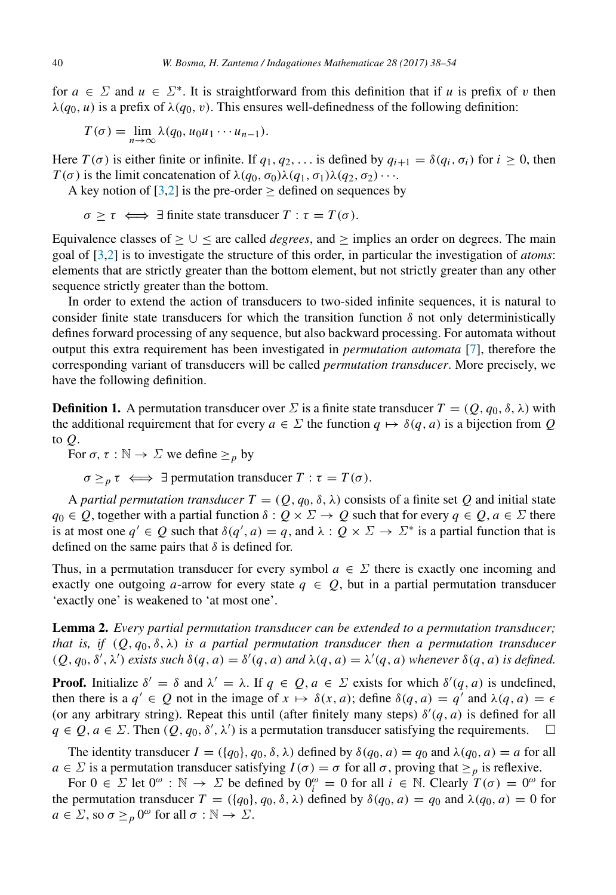for $a \in \Sigma$ and $u \in \Sigma^*$. It is straightforward from this definition that if $u$ is prefix of $v$ then $\lambda(q_0, u)$ is a prefix of $\lambda(q_0, v)$. This ensures well-definedness of the following definition:

$$T(\sigma) = \lim_{n \to \infty} \lambda(q_0, u_0 u_1 \cdots u_{n-1}).$$

Here $T(\sigma)$ is either finite or infinite. If $q_1, q_2, \ldots$ is defined by $q_{i+1} = \delta(q_i, \sigma_i)$ for $i \geq 0$, then $T(\sigma)$ is the limit concatenation of $\lambda(q_0, \sigma_0)\lambda(q_1, \sigma_1)\lambda(q_2, \sigma_2)\cdots$.

A key notion of [3,2] is the pre-order $\geq$ defined on sequences by

$$\sigma \geq \tau \iff \exists \text{ finite state transducer } T : \tau = T(\sigma).$$

Equivalence classes of $\geq \cup \leq$ are called *degrees*, and $\geq$ implies an order on degrees. The main goal of [3,2] is to investigate the structure of this order, in particular the investigation of *atoms*: elements that are strictly greater than the bottom element, but not strictly greater than any other sequence strictly greater than the bottom.

In order to extend the action of transducers to two-sided infinite sequences, it is natural to consider finite state transducers for which the transition function $\delta$ not only deterministically defines forward processing of any sequence, but also backward processing. For automata without output this extra requirement has been investigated in *permutation automata* [7], therefore the corresponding variant of transducers will be called *permutation transducer*. More precisely, we have the following definition.

**Definition 1.** A permutation transducer over $\Sigma$ is a finite state transducer $T = (Q, q_0, \delta, \lambda)$ with the additional requirement that for every $a \in \Sigma$ the function $q \mapsto \delta(q, a)$ is a bijection from $Q$ to $Q$.

For $\sigma, \tau : \mathbb{N} \to \Sigma$ we define $\geq_p$ by

$$\sigma \geq_p \tau \iff \exists \text{ permutation transducer } T : \tau = T(\sigma).$$

A *partial permutation transducer* $T = (Q, q_0, \delta, \lambda)$ consists of a finite set $Q$ and initial state $q_0 \in Q$, together with a partial function $\delta : Q \times \Sigma \to Q$ such that for every $q \in Q, a \in \Sigma$ there is at most one $q' \in Q$ such that $\delta(q', a) = q$, and $\lambda : Q \times \Sigma \to \Sigma^*$ is a partial function that is defined on the same pairs that $\delta$ is defined for.

Thus, in a permutation transducer for every symbol $a \in \Sigma$ there is exactly one incoming and exactly one outgoing $a$-arrow for every state $q \in Q$, but in a partial permutation transducer 'exactly one' is weakened to 'at most one'.

**Lemma 2.** *Every partial permutation transducer can be extended to a permutation transducer; that is, if $(Q, q_0, \delta, \lambda)$ is a partial permutation transducer then a permutation transducer $(Q, q_0, \delta', \lambda')$ exists such $\delta(q, a) = \delta'(q, a)$ and $\lambda(q, a) = \lambda'(q, a)$ whenever $\delta(q, a)$ is defined.*

**Proof.** Initialize $\delta' = \delta$ and $\lambda' = \lambda$. If $q \in Q, a \in \Sigma$ exists for which $\delta'(q, a)$ is undefined, then there is a $q' \in Q$ not in the image of $x \mapsto \delta(x, a)$; define $\delta(q, a) = q'$ and $\lambda(q, a) = \epsilon$ (or any arbitrary string). Repeat this until (after finitely many steps) $\delta'(q, a)$ is defined for all $q \in Q, a \in \Sigma$. Then $(Q, q_0, \delta', \lambda')$ is a permutation transducer satisfying the requirements. $\square$

The identity transducer $I = (\{q_0\}, q_0, \delta, \lambda)$ defined by $\delta(q_0, a) = q_0$ and $\lambda(q_0, a) = a$ for all $a \in \Sigma$ is a permutation transducer satisfying $I(\sigma) = \sigma$ for all $\sigma$, proving that $\geq_p$ is reflexive.

For $0 \in \Sigma$ let $0^\omega : \mathbb{N} \to \Sigma$ be defined by $0^\omega_i = 0$ for all $i \in \mathbb{N}$. Clearly $T(\sigma) = 0^\omega$ for the permutation transducer $T = (\{q_0\}, q_0, \delta, \lambda)$ defined by $\delta(q_0, a) = q_0$ and $\lambda(q_0, a) = 0$ for $a \in \Sigma$, so $\sigma \geq_p 0^\omega$ for all $\sigma : \mathbb{N} \to \Sigma$.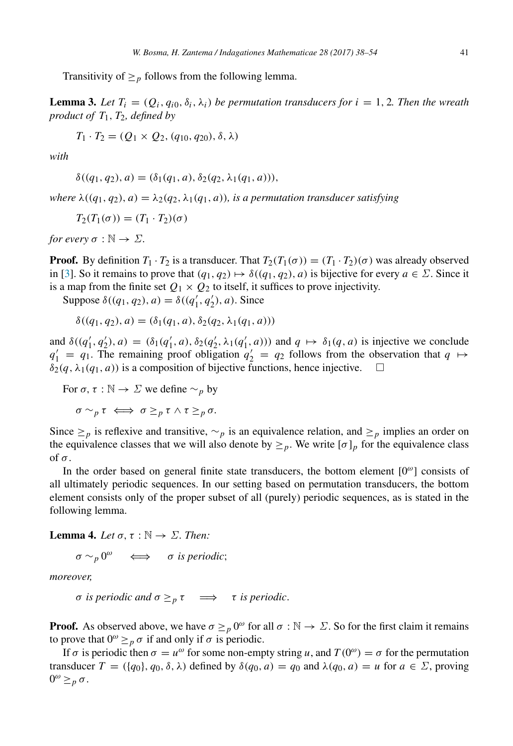Transitivity of $\geq_p$ follows from the following lemma.

**Lemma 3.** *Let $T_i = (Q_i, q_{i0}, \delta_i, \lambda_i)$ be permutation transducers for $i = 1, 2$. Then the wreath product of $T_1, T_2$, defined by*

$$T_1 \cdot T_2 = (Q_1 \times Q_2, (q_{10}, q_{20}), \delta, \lambda)$$

*with*

$$\delta((q_1, q_2), a) = (\delta_1(q_1, a), \delta_2(q_2, \lambda_1(q_1, a))),$$

*where $\lambda((q_1, q_2), a) = \lambda_2(q_2, \lambda_1(q_1, a))$, is a permutation transducer satisfying*

$$T_2(T_1(\sigma)) = (T_1 \cdot T_2)(\sigma)$$

*for every $\sigma : \mathbb{N} \to \Sigma$.*

**Proof.** By definition $T_1 \cdot T_2$ is a transducer. That $T_2(T_1(\sigma)) = (T_1 \cdot T_2)(\sigma)$ was already observed in [3]. So it remains to prove that $(q_1, q_2) \mapsto \delta((q_1, q_2), a)$ is bijective for every $a \in \Sigma$. Since it is a map from the finite set $Q_1 \times Q_2$ to itself, it suffices to prove injectivity.

Suppose $\delta((q_1, q_2), a) = \delta((q_1', q_2'), a)$. Since

$$\delta((q_1, q_2), a) = (\delta_1(q_1, a), \delta_2(q_2, \lambda_1(q_1, a)))$$

and $\delta((q_1', q_2'), a) = (\delta_1(q_1', a), \delta_2(q_2', \lambda_1(q_1', a)))$ and $q \mapsto \delta_1(q, a)$ is injective we conclude $q_1' = q_1$. The remaining proof obligation $q_2' = q_2$ follows from the observation that $q \mapsto \delta_2(q, \lambda_1(q_1, a))$ is a composition of bijective functions, hence injective. $\square$

For $\sigma, \tau : \mathbb{N} \to \Sigma$ we define $\sim_p$ by

$$\sigma \sim_p \tau \iff \sigma \geq_p \tau \wedge \tau \geq_p \sigma.$$

Since $\geq_p$ is reflexive and transitive, $\sim_p$ is an equivalence relation, and $\geq_p$ implies an order on the equivalence classes that we will also denote by $\geq_p$. We write $[\sigma]_p$ for the equivalence class of $\sigma$.

In the order based on general finite state transducers, the bottom element $[0^\omega]$ consists of all ultimately periodic sequences. In our setting based on permutation transducers, the bottom element consists only of the proper subset of all (purely) periodic sequences, as is stated in the following lemma.

**Lemma 4.** *Let $\sigma, \tau : \mathbb{N} \to \Sigma$. Then:*

$$\sigma \sim_p 0^\omega \quad \iff \quad \sigma \text{ is periodic};$$

*moreover,*

$$\sigma \text{ is periodic and } \sigma \geq_p \tau \quad \implies \quad \tau \text{ is periodic}.$$

**Proof.** As observed above, we have $\sigma \geq_p 0^\omega$ for all $\sigma : \mathbb{N} \to \Sigma$. So for the first claim it remains to prove that $0^\omega \geq_p \sigma$ if and only if $\sigma$ is periodic.

If $\sigma$ is periodic then $\sigma = u^\omega$ for some non-empty string $u$, and $T(0^\omega) = \sigma$ for the permutation transducer $T = (\{q_0\}, q_0, \delta, \lambda)$ defined by $\delta(q_0, a) = q_0$ and $\lambda(q_0, a) = u$ for $a \in \Sigma$, proving $0^\omega \geq_p \sigma$.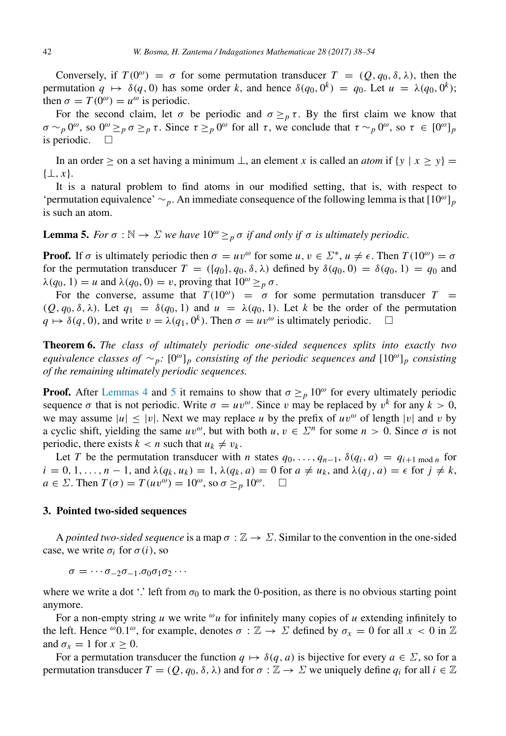Conversely, if $T(0^\omega) = \sigma$ for some permutation transducer $T = (Q, q_0, \delta, \lambda)$, then the permutation $q \mapsto \delta(q, 0)$ has some order $k$, and hence $\delta(q_0, 0^k) = q_0$. Let $u = \lambda(q_0, 0^k)$; then $\sigma = T(0^\omega) = u^\omega$ is periodic.

For the second claim, let $\sigma$ be periodic and $\sigma \geq_p \tau$. By the first claim we know that $\sigma \sim_p 0^\omega$, so $0^\omega \geq_p \sigma \geq_p \tau$. Since $\tau \geq_p 0^\omega$ for all $\tau$, we conclude that $\tau \sim_p 0^\omega$, so $\tau \in [0^\omega]_p$ is periodic. □

In an order $\geq$ on a set having a minimum $\perp$, an element $x$ is called an *atom* if $\{y \mid x \geq y\} = \{\perp, x\}$.

It is a natural problem to find atoms in our modified setting, that is, with respect to 'permutation equivalence' $\sim_p$. An immediate consequence of the following lemma is that $[10^\omega]_p$ is such an atom.

**Lemma 5.** *For $\sigma : \mathbb{N} \to \Sigma$ we have $10^\omega \geq_p \sigma$ if and only if $\sigma$ is ultimately periodic.*

**Proof.** If $\sigma$ is ultimately periodic then $\sigma = uv^\omega$ for some $u, v \in \Sigma^*$, $u \neq \epsilon$. Then $T(10^\omega) = \sigma$ for the permutation transducer $T = (\{q_0\}, q_0, \delta, \lambda)$ defined by $\delta(q_0, 0) = \delta(q_0, 1) = q_0$ and $\lambda(q_0, 1) = u$ and $\lambda(q_0, 0) = v$, proving that $10^\omega \geq_p \sigma$.

For the converse, assume that $T(10^\omega) = \sigma$ for some permutation transducer $T = (Q, q_0, \delta, \lambda)$. Let $q_1 = \delta(q_0, 1)$ and $u = \lambda(q_0, 1)$. Let $k$ be the order of the permutation $q \mapsto \delta(q, 0)$, and write $v = \lambda(q_1, 0^k)$. Then $\sigma = uv^\omega$ is ultimately periodic. □

**Theorem 6.** *The class of ultimately periodic one-sided sequences splits into exactly two equivalence classes of $\sim_p$: $[0^\omega]_p$ consisting of the periodic sequences and $[10^\omega]_p$ consisting of the remaining ultimately periodic sequences.*

**Proof.** After Lemmas 4 and 5 it remains to show that $\sigma \geq_p 10^\omega$ for every ultimately periodic sequence $\sigma$ that is not periodic. Write $\sigma = uv^\omega$. Since $v$ may be replaced by $v^k$ for any $k > 0$, we may assume $|u| \leq |v|$. Next we may replace $u$ by the prefix of $uv^\omega$ of length $|v|$ and $v$ by a cyclic shift, yielding the same $uv^\omega$, but with both $u, v \in \Sigma^n$ for some $n > 0$. Since $\sigma$ is not periodic, there exists $k < n$ such that $u_k \neq v_k$.

Let $T$ be the permutation transducer with $n$ states $q_0, \ldots, q_{n-1}$, $\delta(q_i, a) = q_{i+1 \bmod n}$ for $i = 0, 1, \ldots, n-1$, and $\lambda(q_k, u_k) = 1$, $\lambda(q_k, a) = 0$ for $a \neq u_k$, and $\lambda(q_j, a) = \epsilon$ for $j \neq k$, $a \in \Sigma$. Then $T(\sigma) = T(uv^\omega) = 10^\omega$, so $\sigma \geq_p 10^\omega$. □

## 3. Pointed two-sided sequences

A *pointed two-sided sequence* is a map $\sigma : \mathbb{Z} \to \Sigma$. Similar to the convention in the one-sided case, we write $\sigma_i$ for $\sigma(i)$, so

$$\sigma = \cdots \sigma_{-2}\sigma_{-1}.\sigma_0\sigma_1\sigma_2 \cdots$$

where we write a dot '.' left from $\sigma_0$ to mark the 0-position, as there is no obvious starting point anymore.

For a non-empty string $u$ we write ${}^\omega u$ for infinitely many copies of $u$ extending infinitely to the left. Hence ${}^\omega 0.1^\omega$, for example, denotes $\sigma : \mathbb{Z} \to \Sigma$ defined by $\sigma_x = 0$ for all $x < 0$ in $\mathbb{Z}$ and $\sigma_x = 1$ for $x \geq 0$.

For a permutation transducer the function $q \mapsto \delta(q, a)$ is bijective for every $a \in \Sigma$, so for a permutation transducer $T = (Q, q_0, \delta, \lambda)$ and for $\sigma : \mathbb{Z} \to \Sigma$ we uniquely define $q_i$ for all $i \in \mathbb{Z}$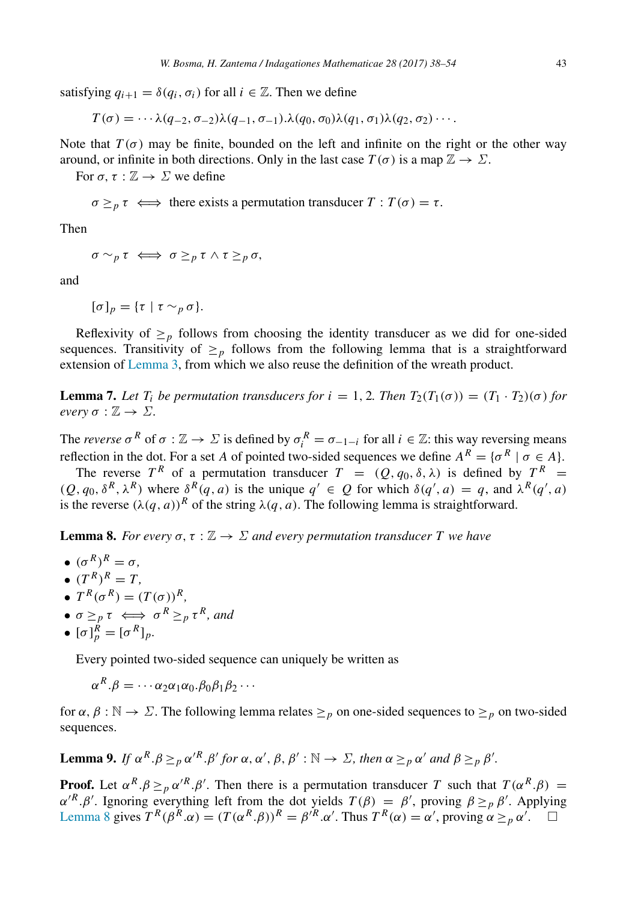satisfying $q_{i+1} = \delta(q_i, \sigma_i)$ for all $i \in \mathbb{Z}$. Then we define

$$T(\sigma) = \cdots \lambda(q_{-2}, \sigma_{-2})\lambda(q_{-1}, \sigma_{-1}).\lambda(q_0, \sigma_0)\lambda(q_1, \sigma_1)\lambda(q_2, \sigma_2)\cdots.$$

Note that $T(\sigma)$ may be finite, bounded on the left and infinite on the right or the other way around, or infinite in both directions. Only in the last case $T(\sigma)$ is a map $\mathbb{Z} \to \Sigma$.

For $\sigma, \tau : \mathbb{Z} \to \Sigma$ we define

$$\sigma \geq_p \tau \iff \text{there exists a permutation transducer } T : T(\sigma) = \tau.$$

Then

$$\sigma \sim_p \tau \iff \sigma \geq_p \tau \wedge \tau \geq_p \sigma,$$

and

$$[\sigma]_p = \{\tau \mid \tau \sim_p \sigma\}.$$

Reflexivity of $\geq_p$ follows from choosing the identity transducer as we did for one-sided sequences. Transitivity of $\geq_p$ follows from the following lemma that is a straightforward extension of Lemma 3, from which we also reuse the definition of the wreath product.

**Lemma 7.** *Let $T_i$ be permutation transducers for $i = 1, 2$. Then $T_2(T_1(\sigma)) = (T_1 \cdot T_2)(\sigma)$ for every $\sigma : \mathbb{Z} \to \Sigma$.*

The *reverse* $\sigma^R$ of $\sigma : \mathbb{Z} \to \Sigma$ is defined by $\sigma_i^R = \sigma_{-1-i}$ for all $i \in \mathbb{Z}$: this way reversing means reflection in the dot. For a set $A$ of pointed two-sided sequences we define $A^R = \{\sigma^R \mid \sigma \in A\}$.

The reverse $T^R$ of a permutation transducer $T = (Q, q_0, \delta, \lambda)$ is defined by $T^R = (Q, q_0, \delta^R, \lambda^R)$ where $\delta^R(q, a)$ is the unique $q' \in Q$ for which $\delta(q', a) = q$, and $\lambda^R(q', a)$ is the reverse $(\lambda(q, a))^R$ of the string $\lambda(q, a)$. The following lemma is straightforward.

**Lemma 8.** *For every $\sigma, \tau : \mathbb{Z} \to \Sigma$ and every permutation transducer $T$ we have*

- $(\sigma^R)^R = \sigma$,
- $(T^R)^R = T$,
- $T^R(\sigma^R) = (T(\sigma))^R$,
- $\sigma \geq_p \tau \iff \sigma^R \geq_p \tau^R$, *and*
- $[\sigma]_p^R = [\sigma^R]_p$.

Every pointed two-sided sequence can uniquely be written as

$$\alpha^R.\beta = \cdots \alpha_2\alpha_1\alpha_0.\beta_0\beta_1\beta_2\cdots$$

for $\alpha, \beta : \mathbb{N} \to \Sigma$. The following lemma relates $\geq_p$ on one-sided sequences to $\geq_p$ on two-sided sequences.

**Lemma 9.** *If $\alpha^R.\beta \geq_p \alpha'^R.\beta'$ for $\alpha, \alpha', \beta, \beta' : \mathbb{N} \to \Sigma$, then $\alpha \geq_p \alpha'$ and $\beta \geq_p \beta'$.*

**Proof.** Let $\alpha^R.\beta \geq_p \alpha'^R.\beta'$. Then there is a permutation transducer $T$ such that $T(\alpha^R.\beta) = \alpha'^R.\beta'$. Ignoring everything left from the dot yields $T(\beta) = \beta'$, proving $\beta \geq_p \beta'$. Applying Lemma 8 gives $T^R(\beta^R.\alpha) = (T(\alpha^R.\beta))^R = \beta'^R.\alpha'$. Thus $T^R(\alpha) = \alpha'$, proving $\alpha \geq_p \alpha'$. $\square$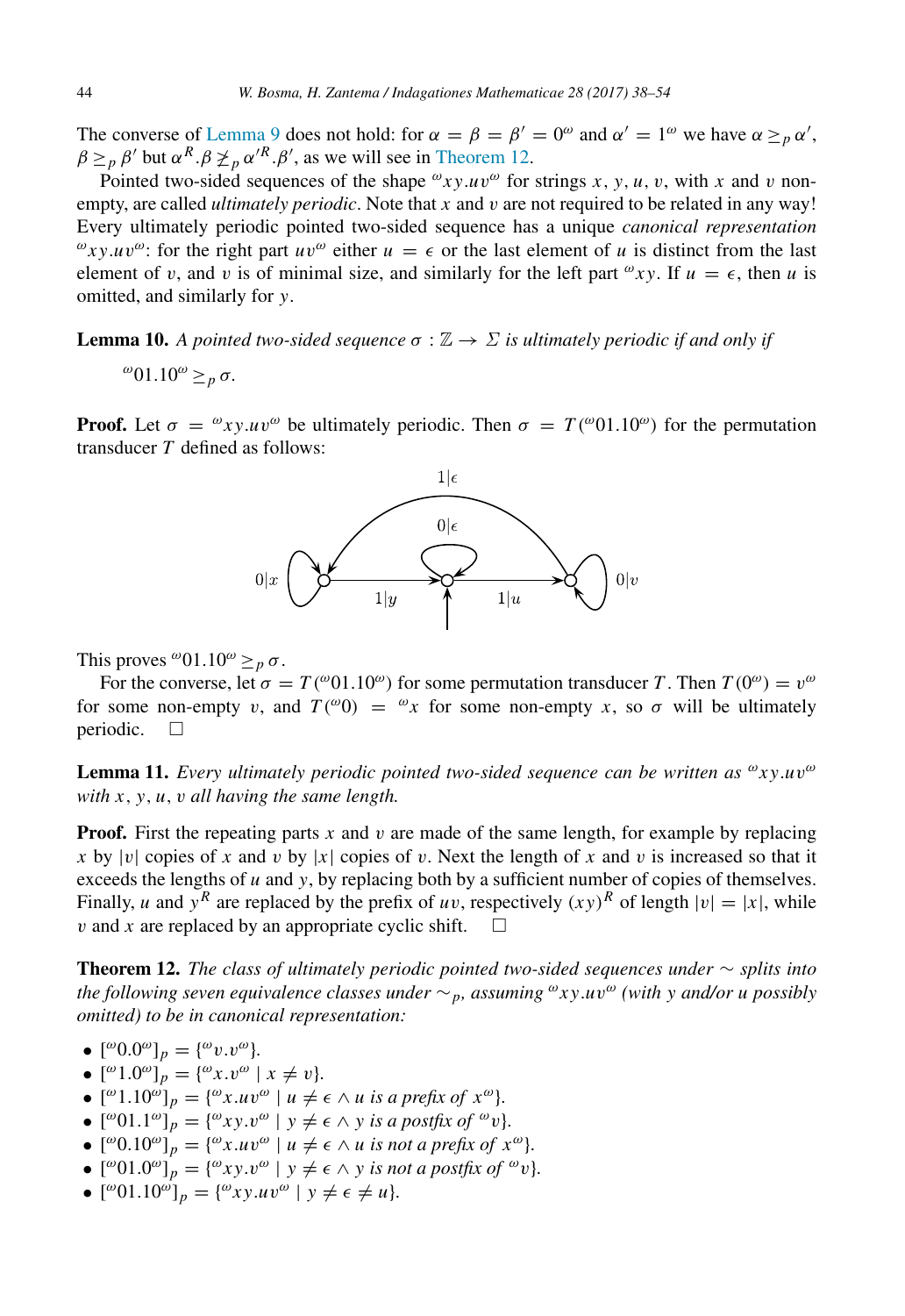The converse of Lemma 9 does not hold: for $\alpha = \beta = \beta' = 0^\omega$ and $\alpha' = 1^\omega$ we have $\alpha \geq_p \alpha'$, $\beta \geq_p \beta'$ but $\alpha^R.\beta \not\geq_p \alpha'^R.\beta'$, as we will see in Theorem 12.

Pointed two-sided sequences of the shape ${}^\omega xy.uv^\omega$ for strings $x, y, u, v$, with $x$ and $v$ non-empty, are called *ultimately periodic*. Note that $x$ and $v$ are not required to be related in any way! Every ultimately periodic pointed two-sided sequence has a unique *canonical representation* ${}^\omega xy.uv^\omega$: for the right part $uv^\omega$ either $u = \epsilon$ or the last element of $u$ is distinct from the last element of $v$, and $v$ is of minimal size, and similarly for the left part ${}^\omega xy$. If $u = \epsilon$, then $u$ is omitted, and similarly for $y$.

**Lemma 10.** *A pointed two-sided sequence $\sigma : \mathbb{Z} \to \Sigma$ is ultimately periodic if and only if*

$${}^\omega 01.10^\omega \geq_p \sigma.$$

**Proof.** Let $\sigma = {}^\omega xy.uv^\omega$ be ultimately periodic. Then $\sigma = T({}^\omega 01.10^\omega)$ for the permutation transducer $T$ defined as follows:

This proves ${}^\omega 01.10^\omega \geq_p \sigma$.

For the converse, let $\sigma = T({}^\omega 01.10^\omega)$ for some permutation transducer $T$. Then $T(0^\omega) = v^\omega$ for some non-empty $v$, and $T({}^\omega 0) = {}^\omega x$ for some non-empty $x$, so $\sigma$ will be ultimately periodic. $\square$

**Lemma 11.** *Every ultimately periodic pointed two-sided sequence can be written as ${}^\omega xy.uv^\omega$ with $x, y, u, v$ all having the same length.*

**Proof.** First the repeating parts $x$ and $v$ are made of the same length, for example by replacing $x$ by $|v|$ copies of $x$ and $v$ by $|x|$ copies of $v$. Next the length of $x$ and $v$ is increased so that it exceeds the lengths of $u$ and $y$, by replacing both by a sufficient number of copies of themselves. Finally, $u$ and $y^R$ are replaced by the prefix of $uv$, respectively $(xy)^R$ of length $|v| = |x|$, while $v$ and $x$ are replaced by an appropriate cyclic shift. $\square$

**Theorem 12.** *The class of ultimately periodic pointed two-sided sequences under $\sim$ splits into the following seven equivalence classes under $\sim_p$, assuming ${}^\omega xy.uv^\omega$ (with $y$ and/or $u$ possibly omitted) to be in canonical representation:*

- $[{}^\omega 0.0^\omega]_p = \{{}^\omega v.v^\omega\}$.
- $[{}^\omega 1.0^\omega]_p = \{{}^\omega x.v^\omega \mid x \neq v\}$.
- $[{}^\omega 1.10^\omega]_p = \{{}^\omega x.uv^\omega \mid u \neq \epsilon \wedge u \text{ is a prefix of } x^\omega\}$.
- $[{}^\omega 01.1^\omega]_p = \{{}^\omega xy.v^\omega \mid y \neq \epsilon \wedge y \text{ is a postfix of } {}^\omega v\}$.
- $[{}^\omega 0.10^\omega]_p = \{{}^\omega x.uv^\omega \mid u \neq \epsilon \wedge u \text{ is not a prefix of } x^\omega\}$.
- $[{}^\omega 01.0^\omega]_p = \{{}^\omega xy.v^\omega \mid y \neq \epsilon \wedge y \text{ is not a postfix of } {}^\omega v\}$.
- $[{}^\omega 01.10^\omega]_p = \{{}^\omega xy.uv^\omega \mid y \neq \epsilon \neq u\}$.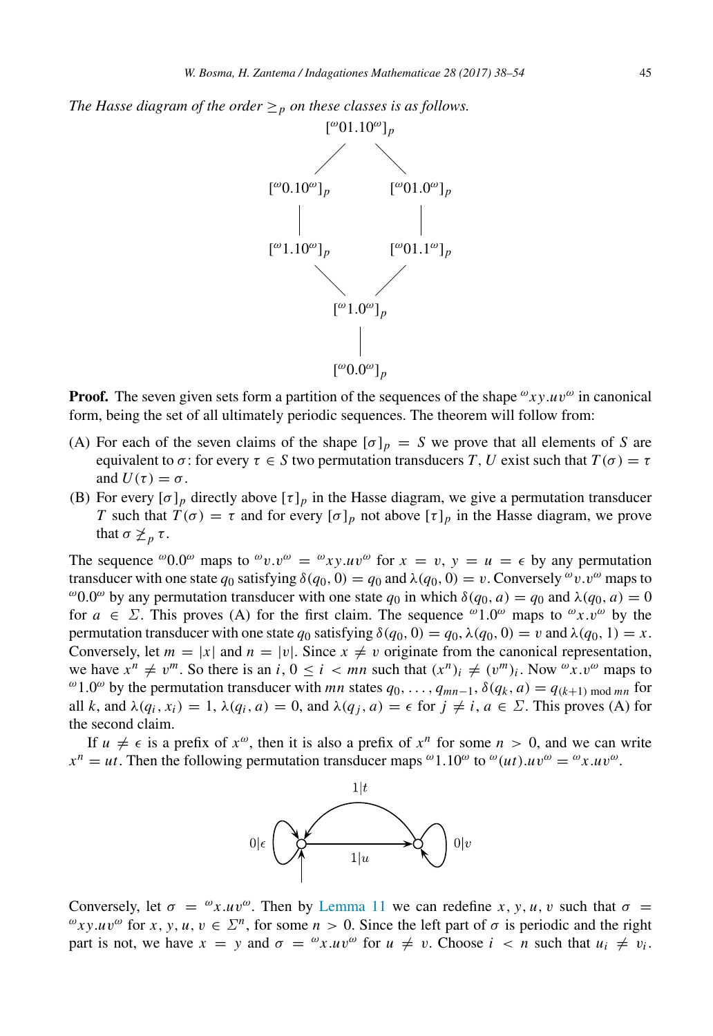*The Hasse diagram of the order $\geq_p$ on these classes is as follows.*

$$
\begin{array}{ccc}
 & [{}^{\omega}01.10^{\omega}]_p & \\
/ & & \backslash \\
[{}^{\omega}0.10^{\omega}]_p & & [{}^{\omega}01.0^{\omega}]_p \\
| & & | \\
[{}^{\omega}1.10^{\omega}]_p & & [{}^{\omega}01.1^{\omega}]_p \\
\backslash & & / \\
 & [{}^{\omega}1.0^{\omega}]_p & \\
 & | & \\
 & [{}^{\omega}0.0^{\omega}]_p &
\end{array}
$$

**Proof.** The seven given sets form a partition of the sequences of the shape ${}^{\omega}xy.uv^{\omega}$ in canonical form, being the set of all ultimately periodic sequences. The theorem will follow from:

(A) For each of the seven claims of the shape $[\sigma]_p = S$ we prove that all elements of $S$ are equivalent to $\sigma$: for every $\tau \in S$ two permutation transducers $T, U$ exist such that $T(\sigma) = \tau$ and $U(\tau) = \sigma$.

(B) For every $[\sigma]_p$ directly above $[\tau]_p$ in the Hasse diagram, we give a permutation transducer $T$ such that $T(\sigma) = \tau$ and for every $[\sigma]_p$ not above $[\tau]_p$ in the Hasse diagram, we prove that $\sigma \not\geq_p \tau$.

The sequence ${}^{\omega}0.0^{\omega}$ maps to ${}^{\omega}v.v^{\omega} = {}^{\omega}xy.uv^{\omega}$ for $x = v$, $y = u = \epsilon$ by any permutation transducer with one state $q_0$ satisfying $\delta(q_0, 0) = q_0$ and $\lambda(q_0, 0) = v$. Conversely ${}^{\omega}v.v^{\omega}$ maps to ${}^{\omega}0.0^{\omega}$ by any permutation transducer with one state $q_0$ in which $\delta(q_0, a) = q_0$ and $\lambda(q_0, a) = 0$ for $a \in \Sigma$. This proves (A) for the first claim. The sequence ${}^{\omega}1.0^{\omega}$ maps to ${}^{\omega}x.v^{\omega}$ by the permutation transducer with one state $q_0$ satisfying $\delta(q_0, 0) = q_0$, $\lambda(q_0, 0) = v$ and $\lambda(q_0, 1) = x$. Conversely, let $m = |x|$ and $n = |v|$. Since $x \neq v$ originate from the canonical representation, we have $x^n \neq v^m$. So there is an $i$, $0 \leq i < mn$ such that $(x^n)_i \neq (v^m)_i$. Now ${}^{\omega}x.v^{\omega}$ maps to ${}^{\omega}1.0^{\omega}$ by the permutation transducer with $mn$ states $q_0, \ldots, q_{mn-1}$, $\delta(q_k, a) = q_{(k+1) \bmod mn}$ for all $k$, and $\lambda(q_i, x_i) = 1$, $\lambda(q_i, a) = 0$, and $\lambda(q_j, a) = \epsilon$ for $j \neq i$, $a \in \Sigma$. This proves (A) for the second claim.

If $u \neq \epsilon$ is a prefix of $x^{\omega}$, then it is also a prefix of $x^n$ for some $n > 0$, and we can write $x^n = ut$. Then the following permutation transducer maps ${}^{\omega}1.10^{\omega}$ to ${}^{\omega}(ut).uv^{\omega} = {}^{\omega}x.uv^{\omega}$.

[Transducer diagram: initial state with self-loop $0|\epsilon$, edge to second state labeled $1|u$; second state with self-loop $0|v$ and edge back to initial state labeled $1|t$.]

Conversely, let $\sigma = {}^{\omega}x.uv^{\omega}$. Then by Lemma 11 we can redefine $x, y, u, v$ such that $\sigma = {}^{\omega}xy.uv^{\omega}$ for $x, y, u, v \in \Sigma^n$, for some $n > 0$. Since the left part of $\sigma$ is periodic and the right part is not, we have $x = y$ and $\sigma = {}^{\omega}x.uv^{\omega}$ for $u \neq v$. Choose $i < n$ such that $u_i \neq v_i$.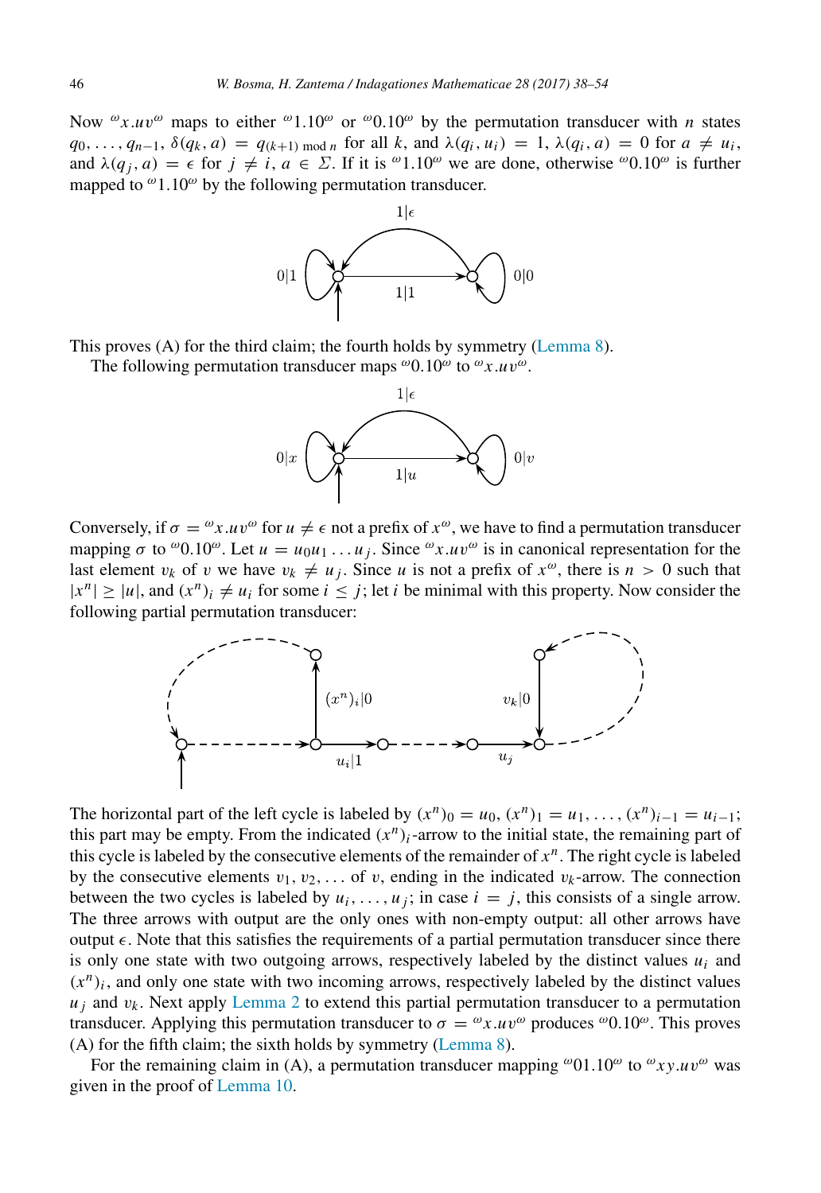Now ${}^{\omega}x.uv^{\omega}$ maps to either ${}^{\omega}1.10^{\omega}$ or ${}^{\omega}0.10^{\omega}$ by the permutation transducer with $n$ states $q_0, \ldots, q_{n-1}$, $\delta(q_k, a) = q_{(k+1) \bmod n}$ for all $k$, and $\lambda(q_i, u_i) = 1$, $\lambda(q_i, a) = 0$ for $a \neq u_i$, and $\lambda(q_j, a) = \epsilon$ for $j \neq i$, $a \in \Sigma$. If it is ${}^{\omega}1.10^{\omega}$ we are done, otherwise ${}^{\omega}0.10^{\omega}$ is further mapped to ${}^{\omega}1.10^{\omega}$ by the following permutation transducer.

This proves (A) for the third claim; the fourth holds by symmetry (Lemma 8).

The following permutation transducer maps ${}^{\omega}0.10^{\omega}$ to ${}^{\omega}x.uv^{\omega}$.

Conversely, if $\sigma = {}^{\omega}x.uv^{\omega}$ for $u \neq \epsilon$ not a prefix of $x^{\omega}$, we have to find a permutation transducer mapping $\sigma$ to ${}^{\omega}0.10^{\omega}$. Let $u = u_0 u_1 \ldots u_j$. Since ${}^{\omega}x.uv^{\omega}$ is in canonical representation for the last element $v_k$ of $v$ we have $v_k \neq u_j$. Since $u$ is not a prefix of $x^{\omega}$, there is $n > 0$ such that $|x^n| \geq |u|$, and $(x^n)_i \neq u_i$ for some $i \leq j$; let $i$ be minimal with this property. Now consider the following partial permutation transducer:

The horizontal part of the left cycle is labeled by $(x^n)_0 = u_0$, $(x^n)_1 = u_1, \ldots, (x^n)_{i-1} = u_{i-1}$; this part may be empty. From the indicated $(x^n)_i$-arrow to the initial state, the remaining part of this cycle is labeled by the consecutive elements of the remainder of $x^n$. The right cycle is labeled by the consecutive elements $v_1, v_2, \ldots$ of $v$, ending in the indicated $v_k$-arrow. The connection between the two cycles is labeled by $u_i, \ldots, u_j$; in case $i = j$, this consists of a single arrow. The three arrows with output are the only ones with non-empty output: all other arrows have output $\epsilon$. Note that this satisfies the requirements of a partial permutation transducer since there is only one state with two outgoing arrows, respectively labeled by the distinct values $u_i$ and $(x^n)_i$, and only one state with two incoming arrows, respectively labeled by the distinct values $u_j$ and $v_k$. Next apply Lemma 2 to extend this partial permutation transducer to a permutation transducer. Applying this permutation transducer to $\sigma = {}^{\omega}x.uv^{\omega}$ produces ${}^{\omega}0.10^{\omega}$. This proves (A) for the fifth claim; the sixth holds by symmetry (Lemma 8).

For the remaining claim in (A), a permutation transducer mapping ${}^{\omega}01.10^{\omega}$ to ${}^{\omega}xy.uv^{\omega}$ was given in the proof of Lemma 10.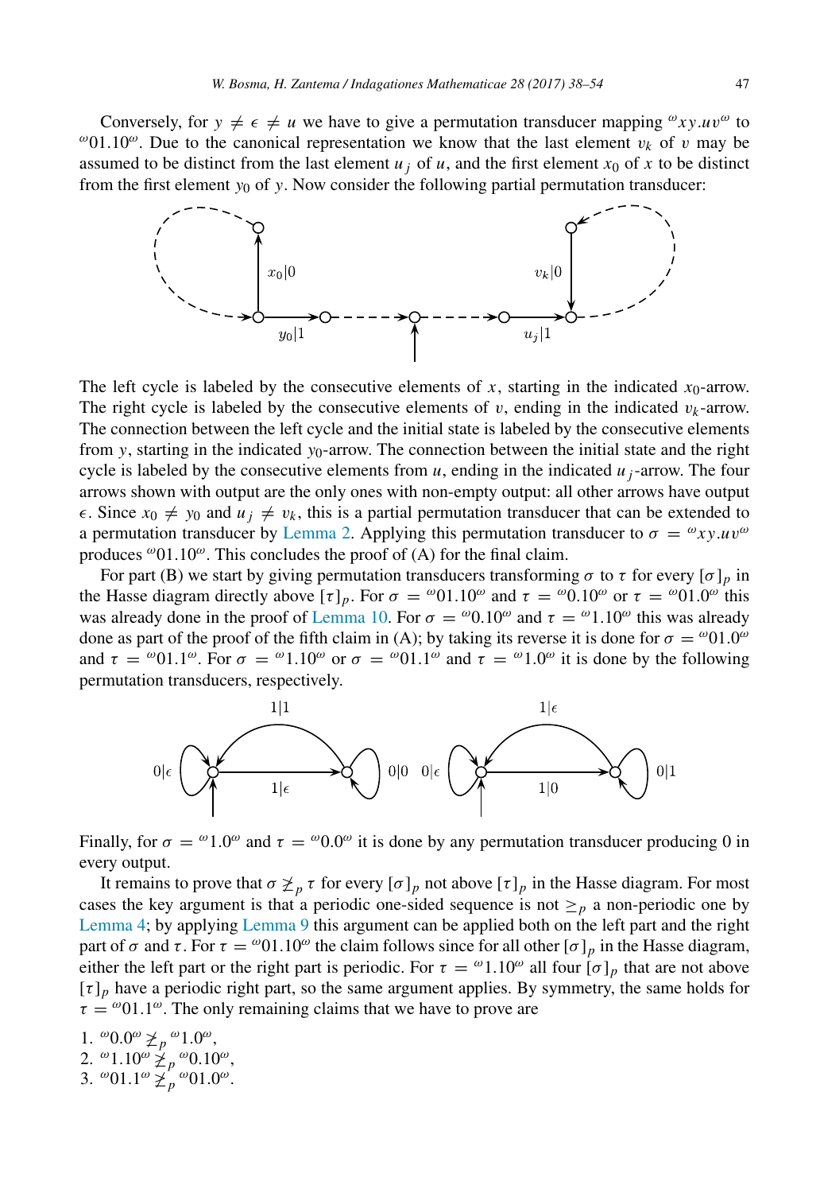Conversely, for $y \neq \epsilon \neq u$ we have to give a permutation transducer mapping ${}^\omega xy.uv^\omega$ to ${}^\omega 01.10^\omega$. Due to the canonical representation we know that the last element $v_k$ of $v$ may be assumed to be distinct from the last element $u_j$ of $u$, and the first element $x_0$ of $x$ to be distinct from the first element $y_0$ of $y$. Now consider the following partial permutation transducer:

The left cycle is labeled by the consecutive elements of $x$, starting in the indicated $x_0$-arrow. The right cycle is labeled by the consecutive elements of $v$, ending in the indicated $v_k$-arrow. The connection between the left cycle and the initial state is labeled by the consecutive elements from $y$, starting in the indicated $y_0$-arrow. The connection between the initial state and the right cycle is labeled by the consecutive elements from $u$, ending in the indicated $u_j$-arrow. The four arrows shown with output are the only ones with non-empty output: all other arrows have output $\epsilon$. Since $x_0 \neq y_0$ and $u_j \neq v_k$, this is a partial permutation transducer that can be extended to a permutation transducer by Lemma 2. Applying this permutation transducer to $\sigma = {}^\omega xy.uv^\omega$ produces ${}^\omega 01.10^\omega$. This concludes the proof of (A) for the final claim.

For part (B) we start by giving permutation transducers transforming $\sigma$ to $\tau$ for every $[\sigma]_p$ in the Hasse diagram directly above $[\tau]_p$. For $\sigma = {}^\omega 01.10^\omega$ and $\tau = {}^\omega 0.10^\omega$ or $\tau = {}^\omega 01.0^\omega$ this was already done in the proof of Lemma 10. For $\sigma = {}^\omega 0.10^\omega$ and $\tau = {}^\omega 1.10^\omega$ this was already done as part of the proof of the fifth claim in (A); by taking its reverse it is done for $\sigma = {}^\omega 01.0^\omega$ and $\tau = {}^\omega 01.1^\omega$. For $\sigma = {}^\omega 1.10^\omega$ or $\sigma = {}^\omega 01.1^\omega$ and $\tau = {}^\omega 1.0^\omega$ it is done by the following permutation transducers, respectively.

Finally, for $\sigma = {}^\omega 1.0^\omega$ and $\tau = {}^\omega 0.0^\omega$ it is done by any permutation transducer producing 0 in every output.

It remains to prove that $\sigma \not\geq_p \tau$ for every $[\sigma]_p$ not above $[\tau]_p$ in the Hasse diagram. For most cases the key argument is that a periodic one-sided sequence is not $\geq_p$ a non-periodic one by Lemma 4; by applying Lemma 9 this argument can be applied both on the left part and the right part of $\sigma$ and $\tau$. For $\tau = {}^\omega 01.10^\omega$ the claim follows since for all other $[\sigma]_p$ in the Hasse diagram, either the left part or the right part is periodic. For $\tau = {}^\omega 1.10^\omega$ all four $[\sigma]_p$ that are not above $[\tau]_p$ have a periodic right part, so the same argument applies. By symmetry, the same holds for $\tau = {}^\omega 01.1^\omega$. The only remaining claims that we have to prove are

1. ${}^\omega 0.0^\omega \not\geq_p {}^\omega 1.0^\omega$,
2. ${}^\omega 1.10^\omega \not\geq_p {}^\omega 0.10^\omega$,
3. ${}^\omega 01.1^\omega \not\geq_p {}^\omega 01.0^\omega$.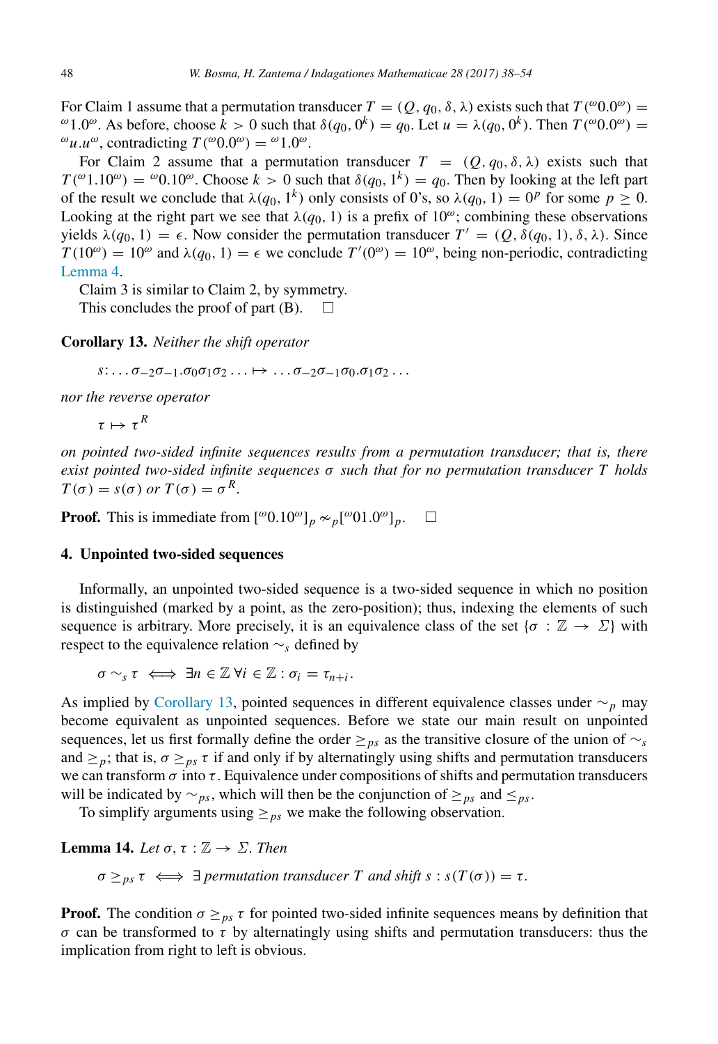For Claim 1 assume that a permutation transducer $T = (Q, q_0, \delta, \lambda)$ exists such that $T({}^{\omega}0.0^{\omega}) = {}^{\omega}1.0^{\omega}$. As before, choose $k > 0$ such that $\delta(q_0, 0^k) = q_0$. Let $u = \lambda(q_0, 0^k)$. Then $T({}^{\omega}0.0^{\omega}) = {}^{\omega}u.u^{\omega}$, contradicting $T({}^{\omega}0.0^{\omega}) = {}^{\omega}1.0^{\omega}$.

For Claim 2 assume that a permutation transducer $T = (Q, q_0, \delta, \lambda)$ exists such that $T({}^{\omega}1.10^{\omega}) = {}^{\omega}0.10^{\omega}$. Choose $k > 0$ such that $\delta(q_0, 1^k) = q_0$. Then by looking at the left part of the result we conclude that $\lambda(q_0, 1^k)$ only consists of 0's, so $\lambda(q_0, 1) = 0^p$ for some $p \geq 0$. Looking at the right part we see that $\lambda(q_0, 1)$ is a prefix of $10^{\omega}$; combining these observations yields $\lambda(q_0, 1) = \epsilon$. Now consider the permutation transducer $T' = (Q, \delta(q_0, 1), \delta, \lambda)$. Since $T(10^{\omega}) = 10^{\omega}$ and $\lambda(q_0, 1) = \epsilon$ we conclude $T'(0^{\omega}) = 10^{\omega}$, being non-periodic, contradicting Lemma 4.

Claim 3 is similar to Claim 2, by symmetry.

This concludes the proof of part (B). $\square$

**Corollary 13.** *Neither the shift operator*

$$s\colon \ldots \sigma_{-2}\sigma_{-1}.\sigma_0\sigma_1\sigma_2 \ldots \mapsto \ldots \sigma_{-2}\sigma_{-1}\sigma_0.\sigma_1\sigma_2 \ldots$$

*nor the reverse operator*

$$\tau \mapsto \tau^R$$

*on pointed two-sided infinite sequences results from a permutation transducer; that is, there exist pointed two-sided infinite sequences $\sigma$ such that for no permutation transducer $T$ holds $T(\sigma) = s(\sigma)$ or $T(\sigma) = \sigma^R$.*

**Proof.** This is immediate from $[{}^{\omega}0.10^{\omega}]_p \not\sim_p [{}^{\omega}01.0^{\omega}]_p$. $\square$

## 4. Unpointed two-sided sequences

Informally, an unpointed two-sided sequence is a two-sided sequence in which no position is distinguished (marked by a point, as the zero-position); thus, indexing the elements of such sequence is arbitrary. More precisely, it is an equivalence class of the set $\{\sigma : \mathbb{Z} \to \Sigma\}$ with respect to the equivalence relation $\sim_s$ defined by

$$\sigma \sim_s \tau \iff \exists n \in \mathbb{Z}\, \forall i \in \mathbb{Z} : \sigma_i = \tau_{n+i}.$$

As implied by Corollary 13, pointed sequences in different equivalence classes under $\sim_p$ may become equivalent as unpointed sequences. Before we state our main result on unpointed sequences, let us first formally define the order $\geq_{ps}$ as the transitive closure of the union of $\sim_s$ and $\geq_p$; that is, $\sigma \geq_{ps} \tau$ if and only if by alternatingly using shifts and permutation transducers we can transform $\sigma$ into $\tau$. Equivalence under compositions of shifts and permutation transducers will be indicated by $\sim_{ps}$, which will then be the conjunction of $\geq_{ps}$ and $\leq_{ps}$.

To simplify arguments using $\geq_{ps}$ we make the following observation.

**Lemma 14.** *Let $\sigma, \tau : \mathbb{Z} \to \Sigma$. Then*

$$\sigma \geq_{ps} \tau \iff \exists \text{ permutation transducer } T \text{ and shift } s : s(T(\sigma)) = \tau.$$

**Proof.** The condition $\sigma \geq_{ps} \tau$ for pointed two-sided infinite sequences means by definition that $\sigma$ can be transformed to $\tau$ by alternatingly using shifts and permutation transducers: thus the implication from right to left is obvious.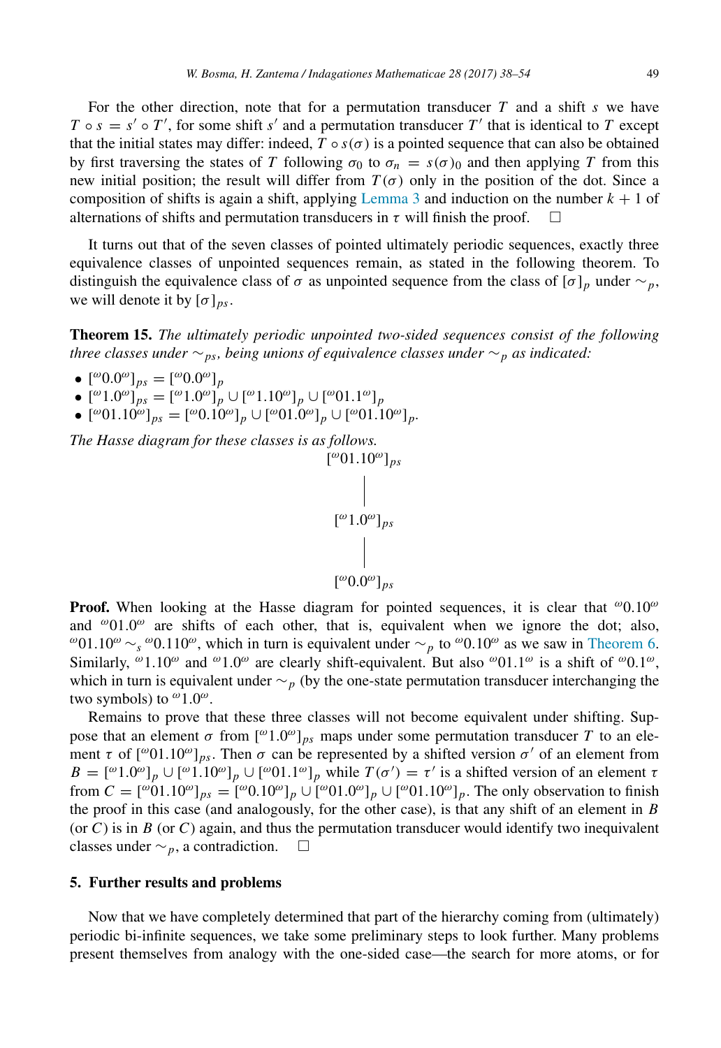For the other direction, note that for a permutation transducer $T$ and a shift $s$ we have $T \circ s = s' \circ T'$, for some shift $s'$ and a permutation transducer $T'$ that is identical to $T$ except that the initial states may differ: indeed, $T \circ s(\sigma)$ is a pointed sequence that can also be obtained by first traversing the states of $T$ following $\sigma_0$ to $\sigma_n = s(\sigma)_0$ and then applying $T$ from this new initial position; the result will differ from $T(\sigma)$ only in the position of the dot. Since a composition of shifts is again a shift, applying Lemma 3 and induction on the number $k + 1$ of alternations of shifts and permutation transducers in $\tau$ will finish the proof. $\square$

It turns out that of the seven classes of pointed ultimately periodic sequences, exactly three equivalence classes of unpointed sequences remain, as stated in the following theorem. To distinguish the equivalence class of $\sigma$ as unpointed sequence from the class of $[\sigma]_p$ under $\sim_p$, we will denote it by $[\sigma]_{ps}$.

**Theorem 15.** *The ultimately periodic unpointed two-sided sequences consist of the following three classes under $\sim_{ps}$, being unions of equivalence classes under $\sim_p$ as indicated:*

- $[{}^\omega 0.0^\omega]_{ps} = [{}^\omega 0.0^\omega]_p$
- $[{}^\omega 1.0^\omega]_{ps} = [{}^\omega 1.0^\omega]_p \cup [{}^\omega 1.10^\omega]_p \cup [{}^\omega 01.1^\omega]_p$
- $[{}^\omega 01.10^\omega]_{ps} = [{}^\omega 0.10^\omega]_p \cup [{}^\omega 01.0^\omega]_p \cup [{}^\omega 01.10^\omega]_p$.

*The Hasse diagram for these classes is as follows.*

$$
\begin{array}{c}
[{}^\omega 01.10^\omega]_{ps} \\
| \\
[{}^\omega 1.0^\omega]_{ps} \\
| \\
[{}^\omega 0.0^\omega]_{ps}
\end{array}
$$

**Proof.** When looking at the Hasse diagram for pointed sequences, it is clear that ${}^\omega 0.10^\omega$ and ${}^\omega 01.0^\omega$ are shifts of each other, that is, equivalent when we ignore the dot; also, ${}^\omega 01.10^\omega \sim_s {}^\omega 0.110^\omega$, which in turn is equivalent under $\sim_p$ to ${}^\omega 0.10^\omega$ as we saw in Theorem 6. Similarly, ${}^\omega 1.10^\omega$ and ${}^\omega 1.0^\omega$ are clearly shift-equivalent. But also ${}^\omega 01.1^\omega$ is a shift of ${}^\omega 0.1^\omega$, which in turn is equivalent under $\sim_p$ (by the one-state permutation transducer interchanging the two symbols) to ${}^\omega 1.0^\omega$.

Remains to prove that these three classes will not become equivalent under shifting. Suppose that an element $\sigma$ from $[{}^\omega 1.0^\omega]_{ps}$ maps under some permutation transducer $T$ to an element $\tau$ of $[{}^\omega 01.10^\omega]_{ps}$. Then $\sigma$ can be represented by a shifted version $\sigma'$ of an element from $B = [{}^\omega 1.0^\omega]_p \cup [{}^\omega 1.10^\omega]_p \cup [{}^\omega 01.1^\omega]_p$ while $T(\sigma') = \tau'$ is a shifted version of an element $\tau$ from $C = [{}^\omega 01.10^\omega]_{ps} = [{}^\omega 0.10^\omega]_p \cup [{}^\omega 01.0^\omega]_p \cup [{}^\omega 01.10^\omega]_p$. The only observation to finish the proof in this case (and analogously, for the other case), is that any shift of an element in $B$ (or $C$) is in $B$ (or $C$) again, and thus the permutation transducer would identify two inequivalent classes under $\sim_p$, a contradiction. $\square$

## 5. Further results and problems

Now that we have completely determined that part of the hierarchy coming from (ultimately) periodic bi-infinite sequences, we take some preliminary steps to look further. Many problems present themselves from analogy with the one-sided case—the search for more atoms, or for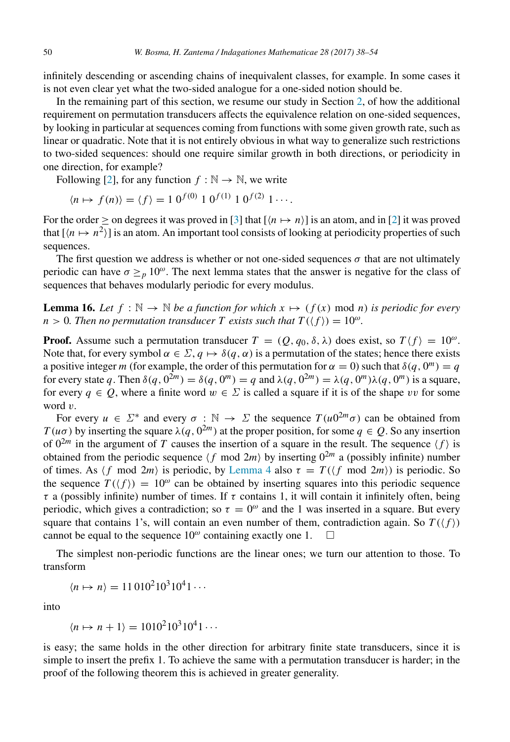infinitely descending or ascending chains of inequivalent classes, for example. In some cases it is not even clear yet what the two-sided analogue for a one-sided notion should be.

In the remaining part of this section, we resume our study in Section 2, of how the additional requirement on permutation transducers affects the equivalence relation on one-sided sequences, by looking in particular at sequences coming from functions with some given growth rate, such as linear or quadratic. Note that it is not entirely obvious in what way to generalize such restrictions to two-sided sequences: should one require similar growth in both directions, or periodicity in one direction, for example?

Following [2], for any function $f : \mathbb{N} \to \mathbb{N}$, we write

$$\langle n \mapsto f(n) \rangle = \langle f \rangle = 1\, 0^{f(0)}\, 1\, 0^{f(1)}\, 1\, 0^{f(2)}\, 1 \cdots .$$

For the order $\geq$ on degrees it was proved in [3] that $[\langle n \mapsto n \rangle]$ is an atom, and in [2] it was proved that $[\langle n \mapsto n^2 \rangle]$ is an atom. An important tool consists of looking at periodicity properties of such sequences.

The first question we address is whether or not one-sided sequences $\sigma$ that are not ultimately periodic can have $\sigma \geq_p 10^\omega$. The next lemma states that the answer is negative for the class of sequences that behaves modularly periodic for every modulus.

**Lemma 16.** *Let $f : \mathbb{N} \to \mathbb{N}$ be a function for which $x \mapsto (f(x) \bmod n)$ is periodic for every $n > 0$. Then no permutation transducer $T$ exists such that $T(\langle f \rangle) = 10^\omega$.*

**Proof.** Assume such a permutation transducer $T = (Q, q_0, \delta, \lambda)$ does exist, so $T\langle f \rangle = 10^\omega$. Note that, for every symbol $\alpha \in \Sigma$, $q \mapsto \delta(q, \alpha)$ is a permutation of the states; hence there exists a positive integer $m$ (for example, the order of this permutation for $\alpha = 0$) such that $\delta(q, 0^m) = q$ for every state $q$. Then $\delta(q, 0^{2m}) = \delta(q, 0^m) = q$ and $\lambda(q, 0^{2m}) = \lambda(q, 0^m)\lambda(q, 0^m)$ is a square, for every $q \in Q$, where a finite word $w \in \Sigma$ is called a square if it is of the shape $vv$ for some word $v$.

For every $u \in \Sigma^*$ and every $\sigma : \mathbb{N} \to \Sigma$ the sequence $T(u0^{2m}\sigma)$ can be obtained from $T(u\sigma)$ by inserting the square $\lambda(q, 0^{2m})$ at the proper position, for some $q \in Q$. So any insertion of $0^{2m}$ in the argument of $T$ causes the insertion of a square in the result. The sequence $\langle f \rangle$ is obtained from the periodic sequence $\langle f \bmod 2m \rangle$ by inserting $0^{2m}$ a (possibly infinite) number of times. As $\langle f \bmod 2m \rangle$ is periodic, by Lemma 4 also $\tau = T(\langle f \bmod 2m \rangle)$ is periodic. So the sequence $T(\langle f \rangle) = 10^\omega$ can be obtained by inserting squares into this periodic sequence $\tau$ a (possibly infinite) number of times. If $\tau$ contains 1, it will contain it infinitely often, being periodic, which gives a contradiction; so $\tau = 0^\omega$ and the 1 was inserted in a square. But every square that contains 1's, will contain an even number of them, contradiction again. So $T(\langle f \rangle)$ cannot be equal to the sequence $10^\omega$ containing exactly one 1. $\square$

The simplest non-periodic functions are the linear ones; we turn our attention to those. To transform

$$\langle n \mapsto n \rangle = 11\,010^2 10^3 10^4 1 \cdots$$

into

$$\langle n \mapsto n + 1 \rangle = 1010^2 10^3 10^4 1 \cdots$$

is easy; the same holds in the other direction for arbitrary finite state transducers, since it is simple to insert the prefix 1. To achieve the same with a permutation transducer is harder; in the proof of the following theorem this is achieved in greater generality.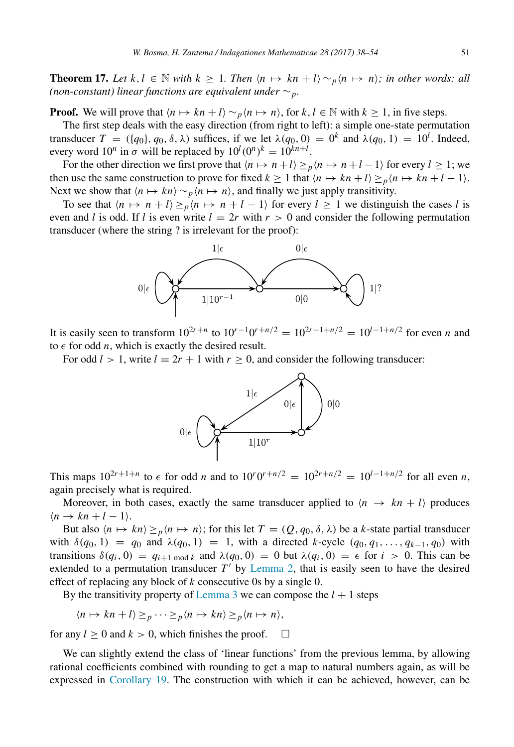**Theorem 17.** *Let $k, l \in \mathbb{N}$ with $k \geq 1$. Then $\langle n \mapsto kn + l \rangle \sim_p \langle n \mapsto n \rangle$; in other words: all (non-constant) linear functions are equivalent under $\sim_p$.*

**Proof.** We will prove that $\langle n \mapsto kn + l \rangle \sim_p \langle n \mapsto n \rangle$, for $k, l \in \mathbb{N}$ with $k \geq 1$, in five steps.

The first step deals with the easy direction (from right to left): a simple one-state permutation transducer $T = (\{q_0\}, q_0, \delta, \lambda)$ suffices, if we let $\lambda(q_0, 0) = 0^k$ and $\lambda(q_0, 1) = 10^l$. Indeed, every word $10^n$ in $\sigma$ will be replaced by $10^l(0^n)^k = 10^{kn+l}$.

For the other direction we first prove that $\langle n \mapsto n + l \rangle \geq_p \langle n \mapsto n + l - 1 \rangle$ for every $l \geq 1$; we then use the same construction to prove for fixed $k \geq 1$ that $\langle n \mapsto kn + l \rangle \geq_p \langle n \mapsto kn + l - 1 \rangle$. Next we show that $\langle n \mapsto kn \rangle \sim_p \langle n \mapsto n \rangle$, and finally we just apply transitivity.

To see that $\langle n \mapsto n + l \rangle \geq_p \langle n \mapsto n + l - 1 \rangle$ for every $l \geq 1$ we distinguish the cases $l$ is even and $l$ is odd. If $l$ is even write $l = 2r$ with $r > 0$ and consider the following permutation transducer (where the string ? is irrelevant for the proof):

It is easily seen to transform $10^{2r+n}$ to $10^{r-1}0^{r+n/2} = 10^{2r-1+n/2} = 10^{l-1+n/2}$ for even $n$ and to $\epsilon$ for odd $n$, which is exactly the desired result.

For odd $l > 1$, write $l = 2r + 1$ with $r \geq 0$, and consider the following transducer:

This maps $10^{2r+1+n}$ to $\epsilon$ for odd $n$ and to $10^r 0^{r+n/2} = 10^{2r+n/2} = 10^{l-1+n/2}$ for all even $n$, again precisely what is required.

Moreover, in both cases, exactly the same transducer applied to $\langle n \to kn + l \rangle$ produces $\langle n \to kn + l - 1 \rangle$.

But also $\langle n \mapsto kn \rangle \geq_p \langle n \mapsto n \rangle$; for this let $T = (Q, q_0, \delta, \lambda)$ be a $k$-state partial transducer with $\delta(q_0, 1) = q_0$ and $\lambda(q_0, 1) = 1$, with a directed $k$-cycle $(q_0, q_1, \ldots, q_{k-1}, q_0)$ with transitions $\delta(q_i, 0) = q_{i+1 \bmod k}$ and $\lambda(q_0, 0) = 0$ but $\lambda(q_i, 0) = \epsilon$ for $i > 0$. This can be extended to a permutation transducer $T'$ by Lemma 2, that is easily seen to have the desired effect of replacing any block of $k$ consecutive 0s by a single 0.

By the transitivity property of Lemma 3 we can compose the $l + 1$ steps

$$\langle n \mapsto kn + l \rangle \geq_p \cdots \geq_p \langle n \mapsto kn \rangle \geq_p \langle n \mapsto n \rangle,$$

for any $l \geq 0$ and $k > 0$, which finishes the proof. $\square$

We can slightly extend the class of 'linear functions' from the previous lemma, by allowing rational coefficients combined with rounding to get a map to natural numbers again, as will be expressed in Corollary 19. The construction with which it can be achieved, however, can be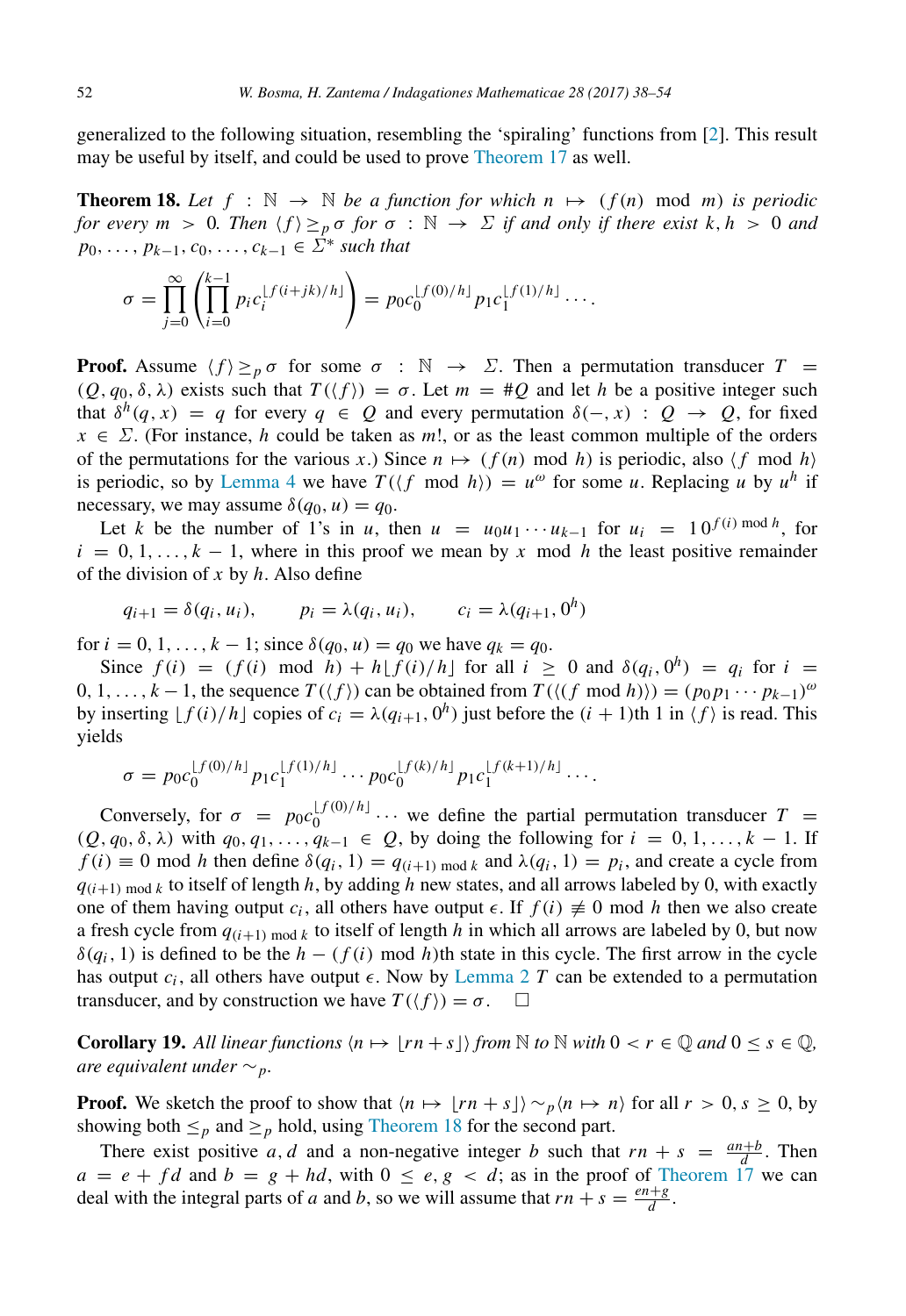generalized to the following situation, resembling the 'spiraling' functions from [2]. This result may be useful by itself, and could be used to prove Theorem 17 as well.

**Theorem 18.** *Let $f : \mathbb{N} \to \mathbb{N}$ be a function for which $n \mapsto (f(n) \mod m)$ is periodic for every $m > 0$. Then $\langle f \rangle \geq_p \sigma$ for $\sigma : \mathbb{N} \to \Sigma$ if and only if there exist $k, h > 0$ and $p_0, \ldots, p_{k-1}, c_0, \ldots, c_{k-1} \in \Sigma^*$ such that*

$$\sigma = \prod_{j=0}^{\infty} \left( \prod_{i=0}^{k-1} p_i c_i^{\lfloor f(i+jk)/h \rfloor} \right) = p_0 c_0^{\lfloor f(0)/h \rfloor} p_1 c_1^{\lfloor f(1)/h \rfloor} \cdots .$$

**Proof.** Assume $\langle f \rangle \geq_p \sigma$ for some $\sigma : \mathbb{N} \to \Sigma$. Then a permutation transducer $T = (Q, q_0, \delta, \lambda)$ exists such that $T(\langle f \rangle) = \sigma$. Let $m = \#Q$ and let $h$ be a positive integer such that $\delta^h(q, x) = q$ for every $q \in Q$ and every permutation $\delta(-, x) : Q \to Q$, for fixed $x \in \Sigma$. (For instance, $h$ could be taken as $m!$, or as the least common multiple of the orders of the permutations for the various $x$.) Since $n \mapsto (f(n) \mod h)$ is periodic, also $\langle f \mod h \rangle$ is periodic, so by Lemma 4 we have $T(\langle f \mod h \rangle) = u^\omega$ for some $u$. Replacing $u$ by $u^h$ if necessary, we may assume $\delta(q_0, u) = q_0$.

Let $k$ be the number of 1's in $u$, then $u = u_0 u_1 \cdots u_{k-1}$ for $u_i = 1\,0^{f(i) \bmod h}$, for $i = 0, 1, \ldots, k-1$, where in this proof we mean by $x \mod h$ the least positive remainder of the division of $x$ by $h$. Also define

$$q_{i+1} = \delta(q_i, u_i), \qquad p_i = \lambda(q_i, u_i), \qquad c_i = \lambda(q_{i+1}, 0^h)$$

for $i = 0, 1, \ldots, k-1$; since $\delta(q_0, u) = q_0$ we have $q_k = q_0$.

Since $f(i) = (f(i) \mod h) + h\lfloor f(i)/h \rfloor$ for all $i \geq 0$ and $\delta(q_i, 0^h) = q_i$ for $i = 0, 1, \ldots, k-1$, the sequence $T(\langle f \rangle)$ can be obtained from $T(\langle (f \mod h) \rangle) = (p_0 p_1 \cdots p_{k-1})^\omega$ by inserting $\lfloor f(i)/h \rfloor$ copies of $c_i = \lambda(q_{i+1}, 0^h)$ just before the $(i+1)$th 1 in $\langle f \rangle$ is read. This yields

$$\sigma = p_0 c_0^{\lfloor f(0)/h \rfloor} p_1 c_1^{\lfloor f(1)/h \rfloor} \cdots p_0 c_0^{\lfloor f(k)/h \rfloor} p_1 c_1^{\lfloor f(k+1)/h \rfloor} \cdots .$$

Conversely, for $\sigma = p_0 c_0^{\lfloor f(0)/h \rfloor} \cdots$ we define the partial permutation transducer $T = (Q, q_0, \delta, \lambda)$ with $q_0, q_1, \ldots, q_{k-1} \in Q$, by doing the following for $i = 0, 1, \ldots, k-1$. If $f(i) \equiv 0 \mod h$ then define $\delta(q_i, 1) = q_{(i+1) \bmod k}$ and $\lambda(q_i, 1) = p_i$, and create a cycle from $q_{(i+1) \bmod k}$ to itself of length $h$, by adding $h$ new states, and all arrows labeled by 0, with exactly one of them having output $c_i$, all others have output $\epsilon$. If $f(i) \not\equiv 0 \mod h$ then we also create a fresh cycle from $q_{(i+1) \bmod k}$ to itself of length $h$ in which all arrows are labeled by 0, but now $\delta(q_i, 1)$ is defined to be the $h - (f(i) \mod h)$th state in this cycle. The first arrow in the cycle has output $c_i$, all others have output $\epsilon$. Now by Lemma 2 $T$ can be extended to a permutation transducer, and by construction we have $T(\langle f \rangle) = \sigma$. $\square$

**Corollary 19.** *All linear functions $\langle n \mapsto \lfloor rn + s \rfloor \rangle$ from $\mathbb{N}$ to $\mathbb{N}$ with $0 < r \in \mathbb{Q}$ and $0 \leq s \in \mathbb{Q}$, are equivalent under $\sim_p$.*

**Proof.** We sketch the proof to show that $\langle n \mapsto \lfloor rn + s \rfloor \rangle \sim_p \langle n \mapsto n \rangle$ for all $r > 0, s \geq 0$, by showing both $\leq_p$ and $\geq_p$ hold, using Theorem 18 for the second part.

There exist positive $a, d$ and a non-negative integer $b$ such that $rn + s = \frac{an+b}{d}$. Then $a = e + fd$ and $b = g + hd$, with $0 \leq e, g < d$; as in the proof of Theorem 17 we can deal with the integral parts of $a$ and $b$, so we will assume that $rn + s = \frac{en+g}{d}$.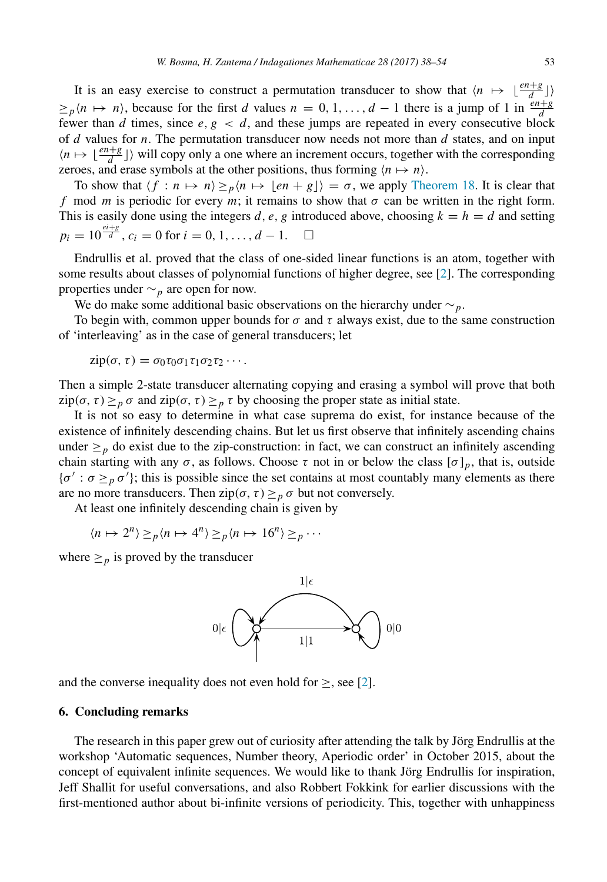It is an easy exercise to construct a permutation transducer to show that $\langle n \mapsto \lfloor \frac{en+g}{d} \rfloor \rangle \geq_p \langle n \mapsto n \rangle$, because for the first $d$ values $n = 0, 1, \ldots, d-1$ there is a jump of 1 in $\frac{en+g}{d}$ fewer than $d$ times, since $e, g < d$, and these jumps are repeated in every consecutive block of $d$ values for $n$. The permutation transducer now needs not more than $d$ states, and on input $\langle n \mapsto \lfloor \frac{en+g}{d} \rfloor \rangle$ will copy only a one where an increment occurs, together with the corresponding zeroes, and erase symbols at the other positions, thus forming $\langle n \mapsto n \rangle$.

To show that $\langle f : n \mapsto n \rangle \geq_p \langle n \mapsto \lfloor en + g \rfloor \rangle = \sigma$, we apply Theorem 18. It is clear that $f \bmod m$ is periodic for every $m$; it remains to show that $\sigma$ can be written in the right form. This is easily done using the integers $d, e, g$ introduced above, choosing $k = h = d$ and setting $p_i = 10^{\frac{ei+g}{d}}$, $c_i = 0$ for $i = 0, 1, \ldots, d-1$. $\square$

Endrullis et al. proved that the class of one-sided linear functions is an atom, together with some results about classes of polynomial functions of higher degree, see [2]. The corresponding properties under $\sim_p$ are open for now.

We do make some additional basic observations on the hierarchy under $\sim_p$.

To begin with, common upper bounds for $\sigma$ and $\tau$ always exist, due to the same construction of 'interleaving' as in the case of general transducers; let

$$\mathrm{zip}(\sigma, \tau) = \sigma_0 \tau_0 \sigma_1 \tau_1 \sigma_2 \tau_2 \cdots.$$

Then a simple 2-state transducer alternating copying and erasing a symbol will prove that both $\mathrm{zip}(\sigma, \tau) \geq_p \sigma$ and $\mathrm{zip}(\sigma, \tau) \geq_p \tau$ by choosing the proper state as initial state.

It is not so easy to determine in what case suprema do exist, for instance because of the existence of infinitely descending chains. But let us first observe that infinitely ascending chains under $\geq_p$ do exist due to the zip-construction: in fact, we can construct an infinitely ascending chain starting with any $\sigma$, as follows. Choose $\tau$ not in or below the class $[\sigma]_p$, that is, outside $\{\sigma' : \sigma \geq_p \sigma'\}$; this is possible since the set contains at most countably many elements as there are no more transducers. Then $\mathrm{zip}(\sigma, \tau) \geq_p \sigma$ but not conversely.

At least one infinitely descending chain is given by

$$\langle n \mapsto 2^n \rangle \geq_p \langle n \mapsto 4^n \rangle \geq_p \langle n \mapsto 16^n \rangle \geq_p \cdots$$

where $\geq_p$ is proved by the transducer

and the converse inequality does not even hold for $\geq$, see [2].

## 6. Concluding remarks

The research in this paper grew out of curiosity after attending the talk by Jörg Endrullis at the workshop 'Automatic sequences, Number theory, Aperiodic order' in October 2015, about the concept of equivalent infinite sequences. We would like to thank Jörg Endrullis for inspiration, Jeff Shallit for useful conversations, and also Robbert Fokkink for earlier discussions with the first-mentioned author about bi-infinite versions of periodicity. This, together with unhappiness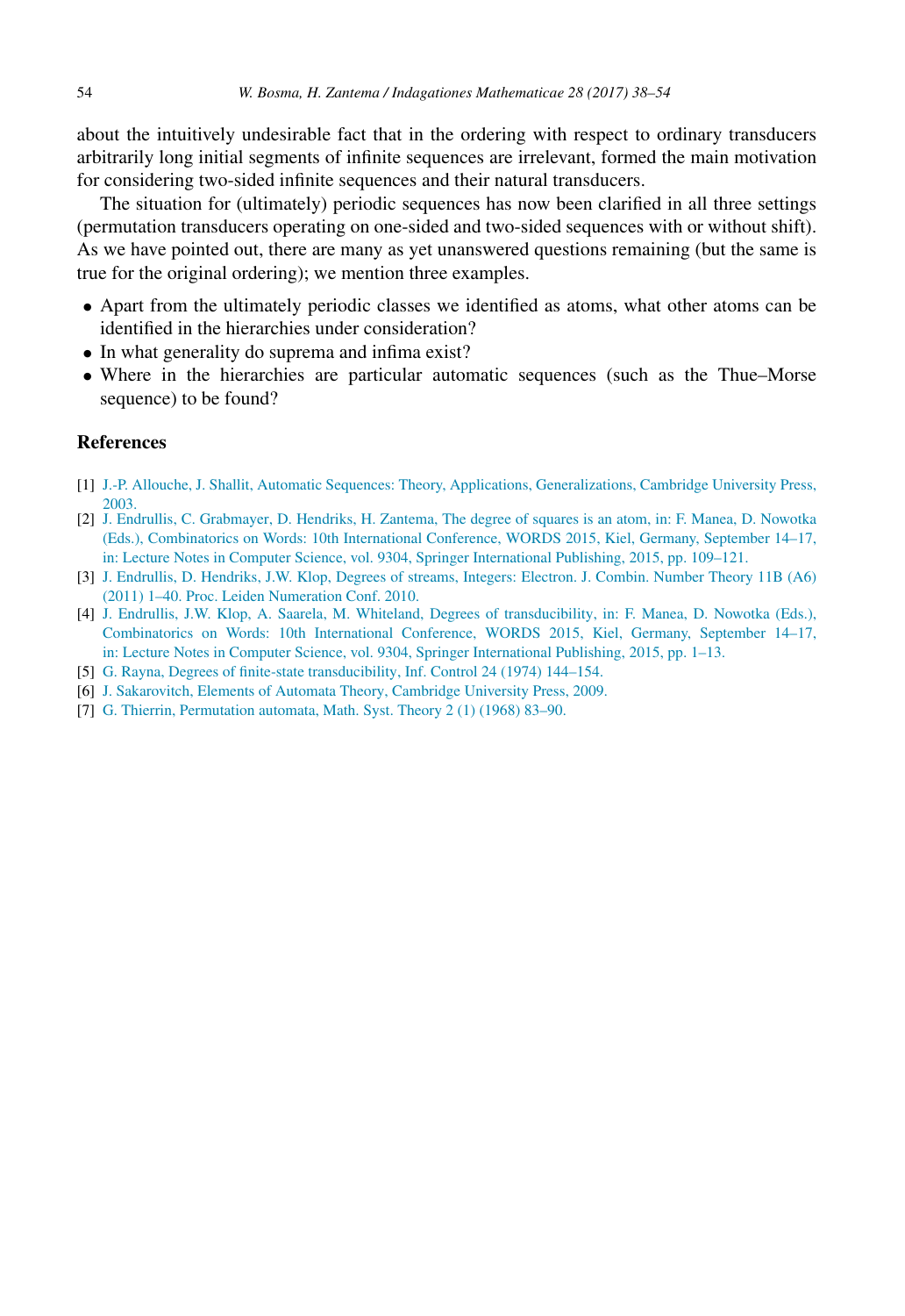about the intuitively undesirable fact that in the ordering with respect to ordinary transducers arbitrarily long initial segments of infinite sequences are irrelevant, formed the main motivation for considering two-sided infinite sequences and their natural transducers.

The situation for (ultimately) periodic sequences has now been clarified in all three settings (permutation transducers operating on one-sided and two-sided sequences with or without shift). As we have pointed out, there are many as yet unanswered questions remaining (but the same is true for the original ordering); we mention three examples.

- Apart from the ultimately periodic classes we identified as atoms, what other atoms can be identified in the hierarchies under consideration?
- In what generality do suprema and infima exist?
- Where in the hierarchies are particular automatic sequences (such as the Thue–Morse sequence) to be found?

## References

[1] J.-P. Allouche, J. Shallit, Automatic Sequences: Theory, Applications, Generalizations, Cambridge University Press, 2003.

[2] J. Endrullis, C. Grabmayer, D. Hendriks, H. Zantema, The degree of squares is an atom, in: F. Manea, D. Nowotka (Eds.), Combinatorics on Words: 10th International Conference, WORDS 2015, Kiel, Germany, September 14–17, in: Lecture Notes in Computer Science, vol. 9304, Springer International Publishing, 2015, pp. 109–121.

[3] J. Endrullis, D. Hendriks, J.W. Klop, Degrees of streams, Integers: Electron. J. Combin. Number Theory 11B (A6) (2011) 1–40. Proc. Leiden Numeration Conf. 2010.

[4] J. Endrullis, J.W. Klop, A. Saarela, M. Whiteland, Degrees of transducibility, in: F. Manea, D. Nowotka (Eds.), Combinatorics on Words: 10th International Conference, WORDS 2015, Kiel, Germany, September 14–17, in: Lecture Notes in Computer Science, vol. 9304, Springer International Publishing, 2015, pp. 1–13.

[5] G. Rayna, Degrees of finite-state transducibility, Inf. Control 24 (1974) 144–154.

[6] J. Sakarovitch, Elements of Automata Theory, Cambridge University Press, 2009.

[7] G. Thierrin, Permutation automata, Math. Syst. Theory 2 (1) (1968) 83–90.